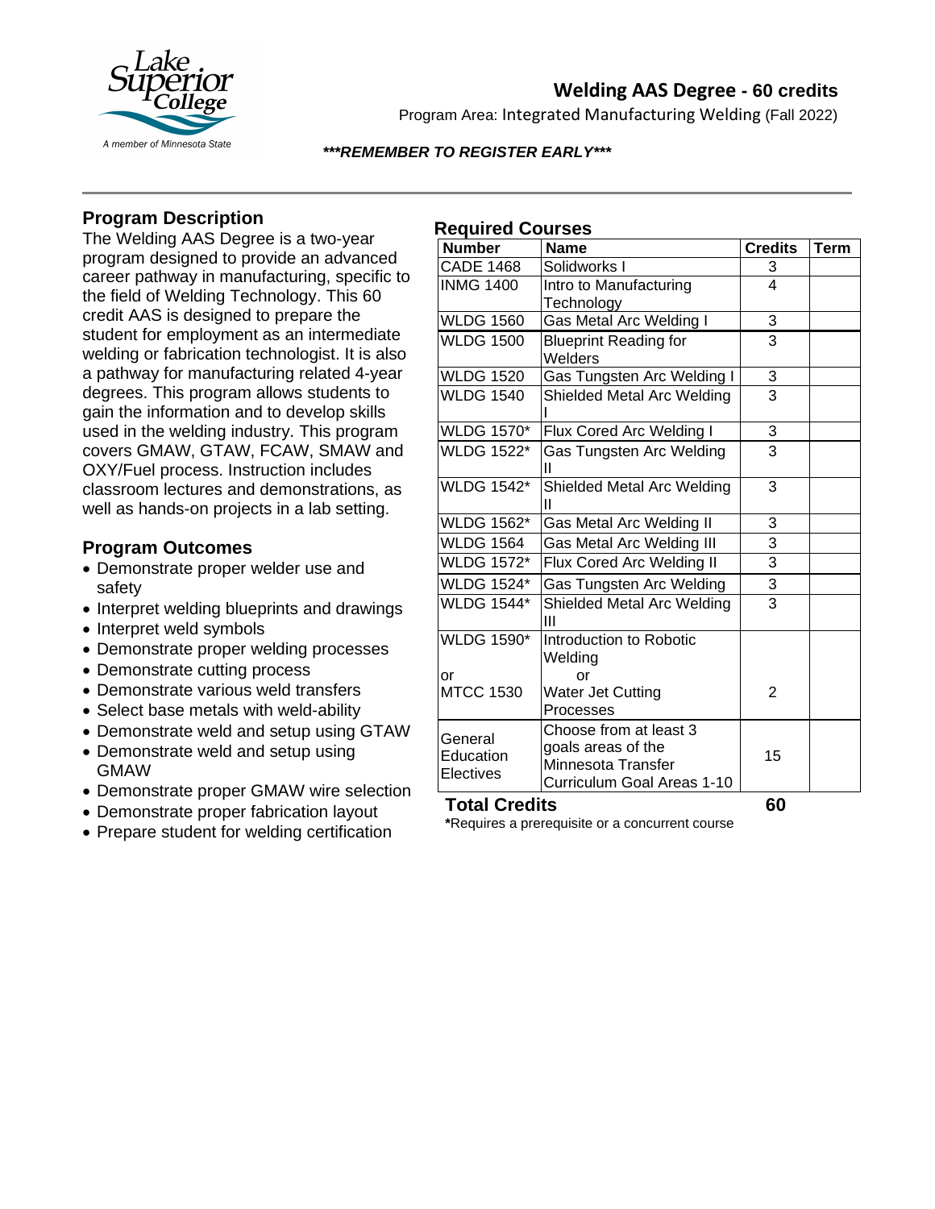Lake Superior College
A member of Minnesota State

# Welding AAS Degree - 60 credits

Program Area: Integrated Manufacturing Welding (Fall 2022)

***REMEMBER TO REGISTER EARLY***

## Program Description

The Welding AAS Degree is a two-year program designed to provide an advanced career pathway in manufacturing, specific to the field of Welding Technology. This 60 credit AAS is designed to prepare the student for employment as an intermediate welding or fabrication technologist. It is also a pathway for manufacturing related 4-year degrees. This program allows students to gain the information and to develop skills used in the welding industry. This program covers GMAW, GTAW, FCAW, SMAW and OXY/Fuel process. Instruction includes classroom lectures and demonstrations, as well as hands-on projects in a lab setting.

## Program Outcomes

- Demonstrate proper welder use and safety
- Interpret welding blueprints and drawings
- Interpret weld symbols
- Demonstrate proper welding processes
- Demonstrate cutting process
- Demonstrate various weld transfers
- Select base metals with weld-ability
- Demonstrate weld and setup using GTAW
- Demonstrate weld and setup using GMAW
- Demonstrate proper GMAW wire selection
- Demonstrate proper fabrication layout
- Prepare student for welding certification

## Required Courses

| Number | Name | Credits | Term |
|---|---|---|---|
| CADE 1468 | Solidworks I | 3 | |
| INMG 1400 | Intro to Manufacturing Technology | 4 | |
| WLDG 1560 | Gas Metal Arc Welding I | 3 | |
| WLDG 1500 | Blueprint Reading for Welders | 3 | |
| WLDG 1520 | Gas Tungsten Arc Welding I | 3 | |
| WLDG 1540 | Shielded Metal Arc Welding I | 3 | |
| WLDG 1570* | Flux Cored Arc Welding I | 3 | |
| WLDG 1522* | Gas Tungsten Arc Welding II | 3 | |
| WLDG 1542* | Shielded Metal Arc Welding II | 3 | |
| WLDG 1562* | Gas Metal Arc Welding II | 3 | |
| WLDG 1564 | Gas Metal Arc Welding III | 3 | |
| WLDG 1572* | Flux Cored Arc Welding II | 3 | |
| WLDG 1524* | Gas Tungsten Arc Welding | 3 | |
| WLDG 1544* | Shielded Metal Arc Welding III | 3 | |
| WLDG 1590* or MTCC 1530 | Introduction to Robotic Welding or Water Jet Cutting Processes | 2 | |
| General Education Electives | Choose from at least 3 goals areas of the Minnesota Transfer Curriculum Goal Areas 1-10 | 15 | |
| **Total Credits** | | **60** | |

***Requires a prerequisite or a concurrent course**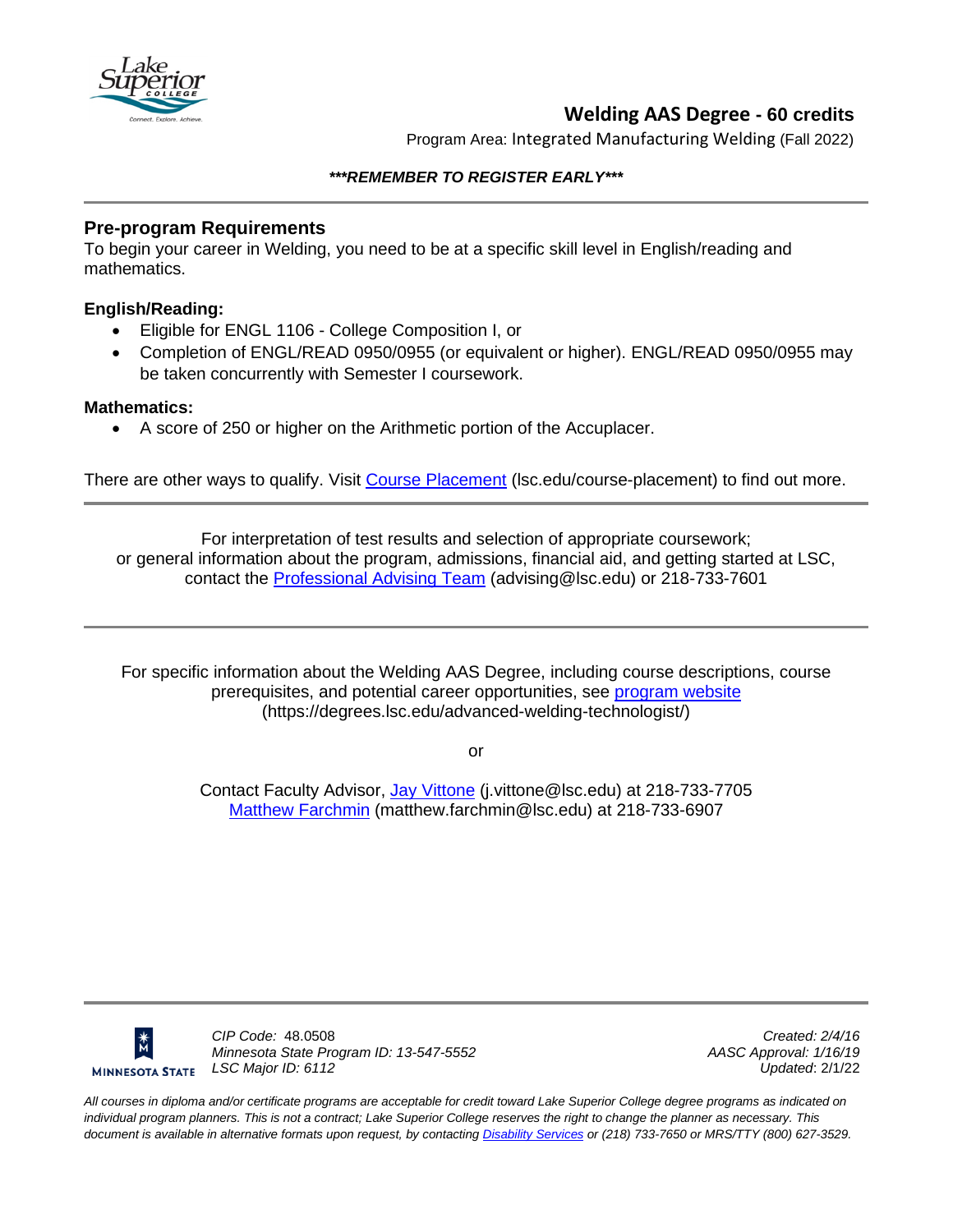# Welding AAS Degree - 60 credits

Program Area: Integrated Manufacturing Welding (Fall 2022)

***REMEMBER TO REGISTER EARLY***

---

## Pre-program Requirements

To begin your career in Welding, you need to be at a specific skill level in English/reading and mathematics.

### English/Reading:

- Eligible for ENGL 1106 - College Composition I, or
- Completion of ENGL/READ 0950/0955 (or equivalent or higher). ENGL/READ 0950/0955 may be taken concurrently with Semester I coursework.

### Mathematics:

- A score of 250 or higher on the Arithmetic portion of the Accuplacer.

There are other ways to qualify. Visit [Course Placement](lsc.edu/course-placement) (lsc.edu/course-placement) to find out more.

---

For interpretation of test results and selection of appropriate coursework; or general information about the program, admissions, financial aid, and getting started at LSC, contact the Professional Advising Team (advising@lsc.edu) or 218-733-7601

---

For specific information about the Welding AAS Degree, including course descriptions, course prerequisites, and potential career opportunities, see program website (https://degrees.lsc.edu/advanced-welding-technologist/)

or

Contact Faculty Advisor, Jay Vittone (j.vittone@lsc.edu) at 218-733-7705
Matthew Farchmin (matthew.farchmin@lsc.edu) at 218-733-6907

---

*CIP Code:* 48.0508
*Minnesota State Program ID: 13-547-5552*
*LSC Major ID: 6112*

*Created: 2/4/16*
*AASC Approval: 1/16/19*
*Updated*: 2/1/22

*All courses in diploma and/or certificate programs are acceptable for credit toward Lake Superior College degree programs as indicated on individual program planners. This is not a contract; Lake Superior College reserves the right to change the planner as necessary. This document is available in alternative formats upon request, by contacting Disability Services or (218) 733-7650 or MRS/TTY (800) 627-3529.*